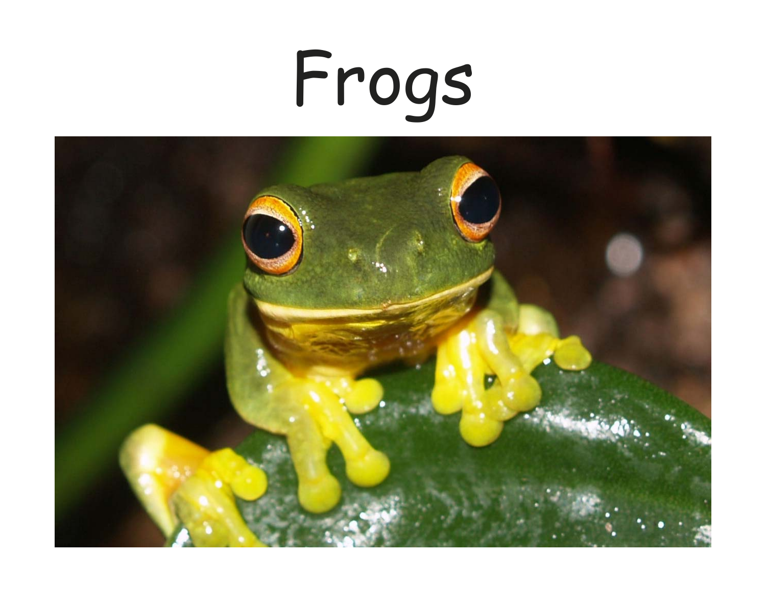# Frogs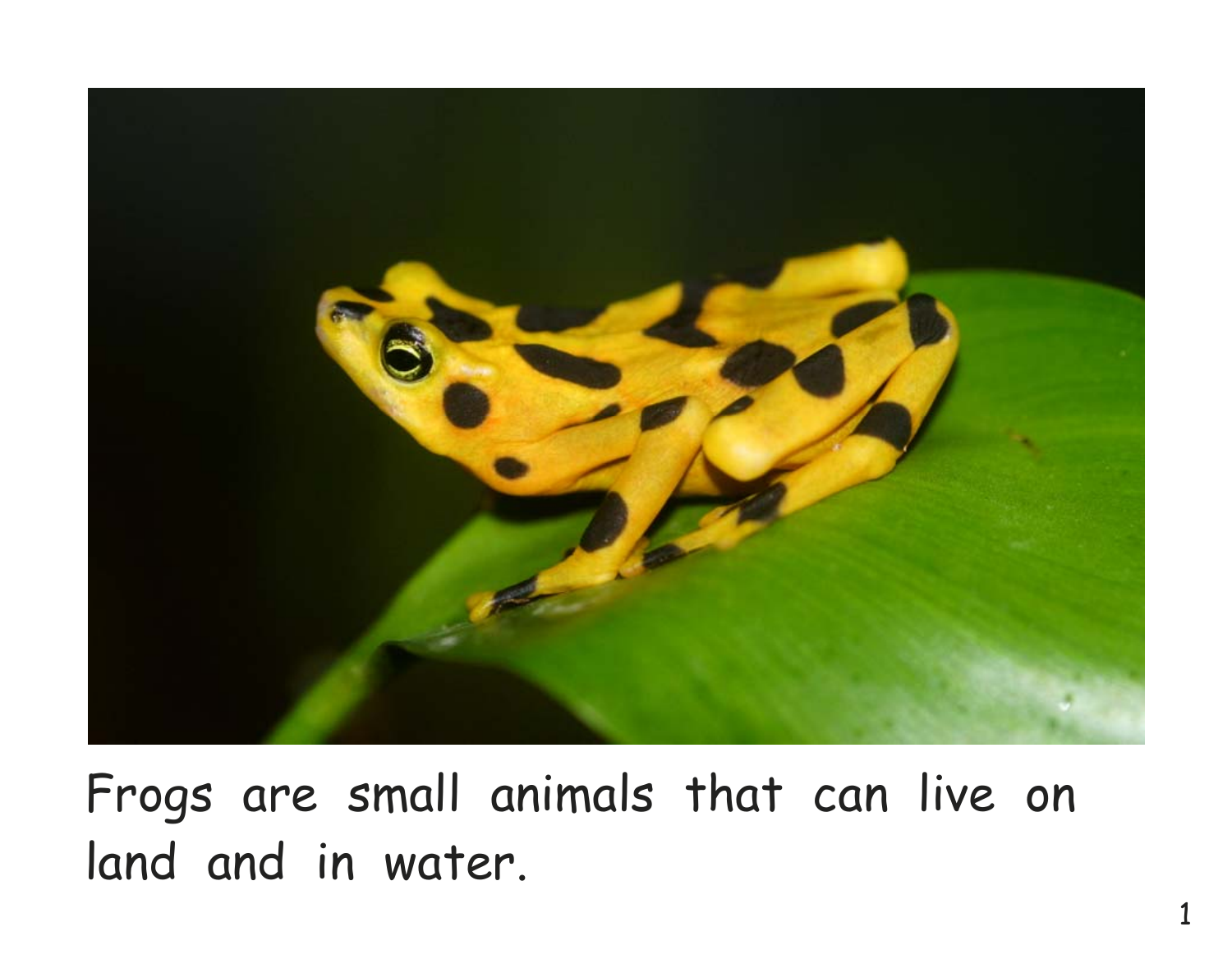Frogs are small animals that can live on land and in water.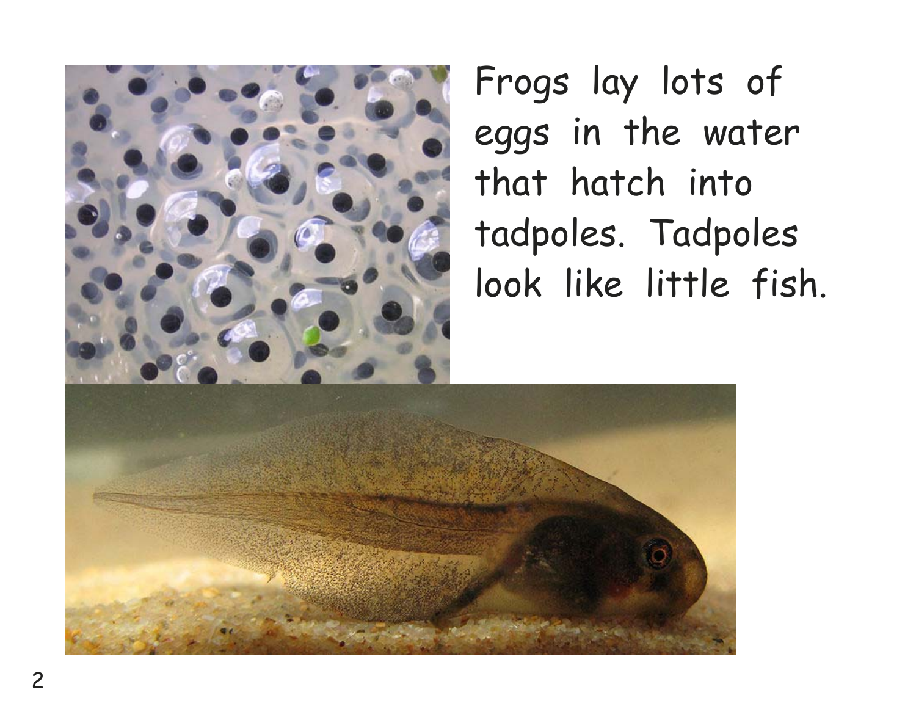Frogs lay lots of eggs in the water that hatch into tadpoles. Tadpoles look like little fish.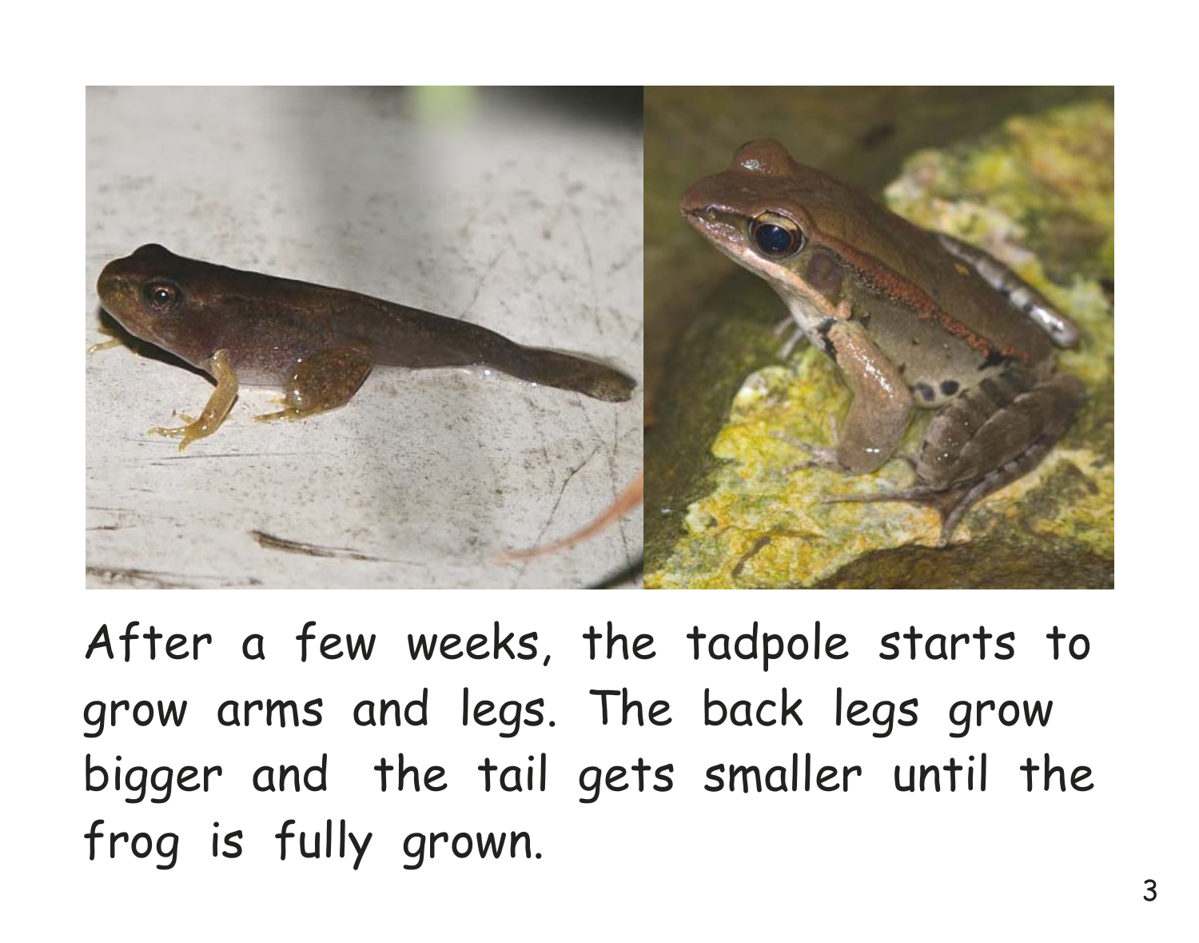After a few weeks, the tadpole starts to grow arms and legs. The back legs grow bigger and the tail gets smaller until the frog is fully grown.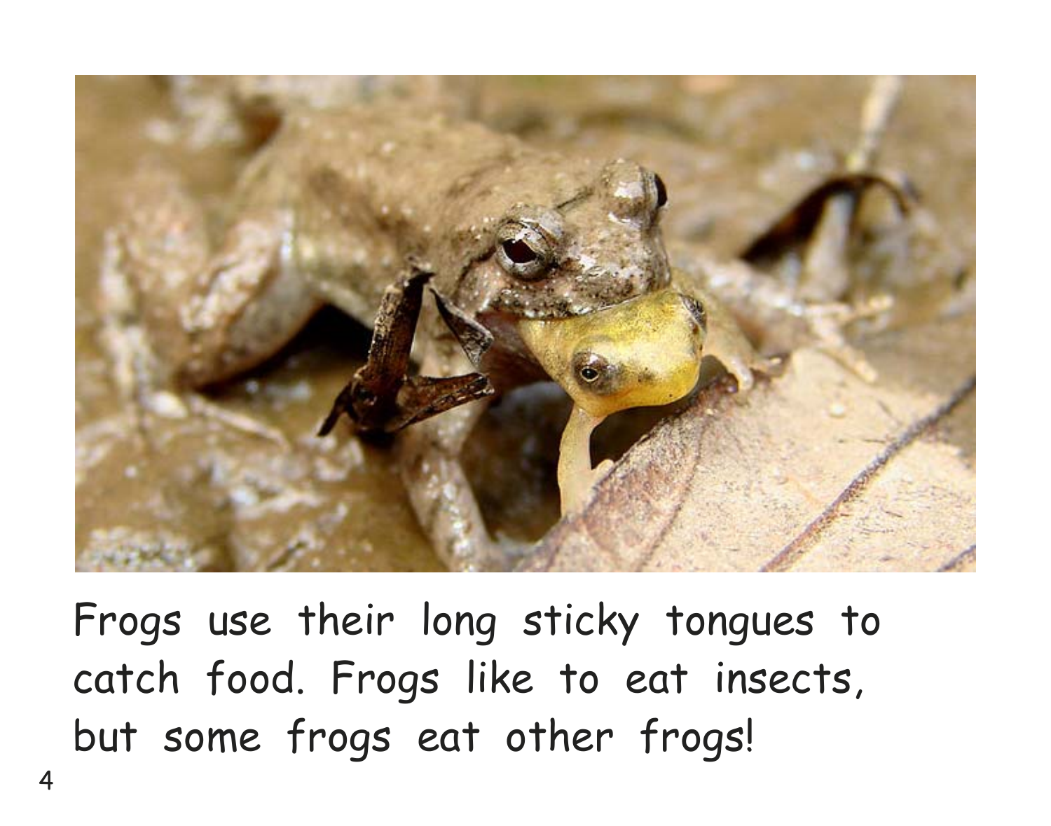Frogs use their long sticky tongues to catch food. Frogs like to eat insects, but some frogs eat other frogs!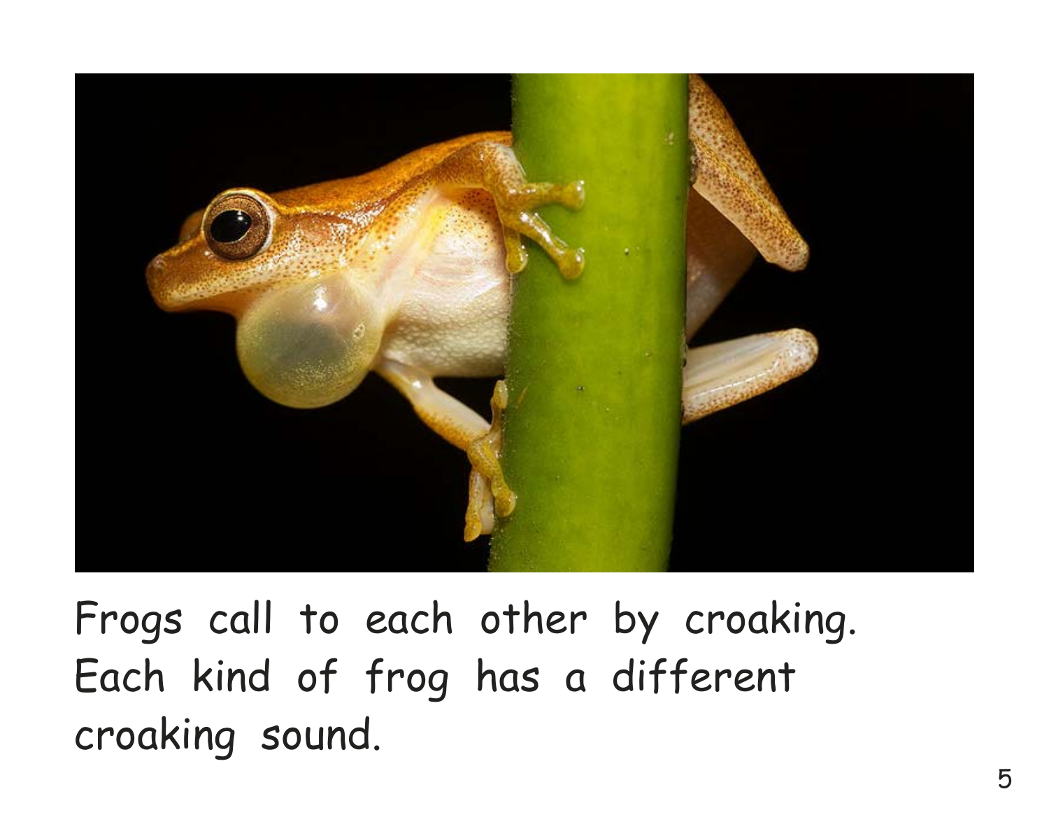Frogs call to each other by croaking. Each kind of frog has a different croaking sound.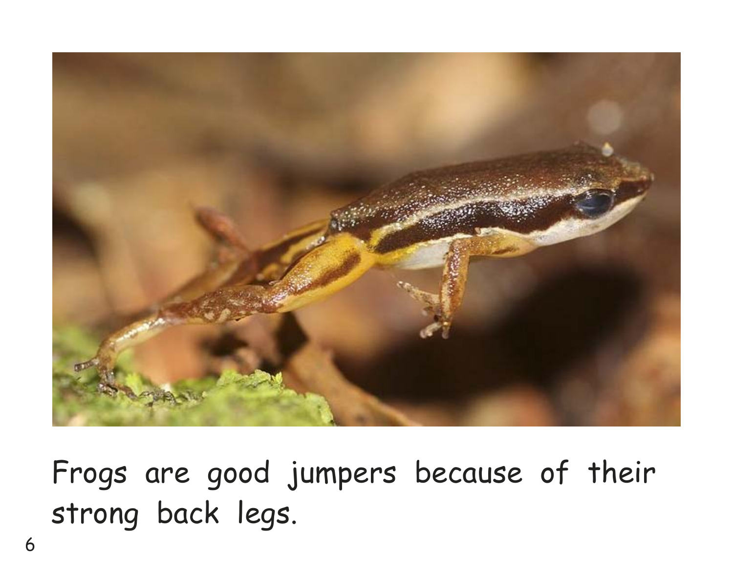Frogs are good jumpers because of their strong back legs.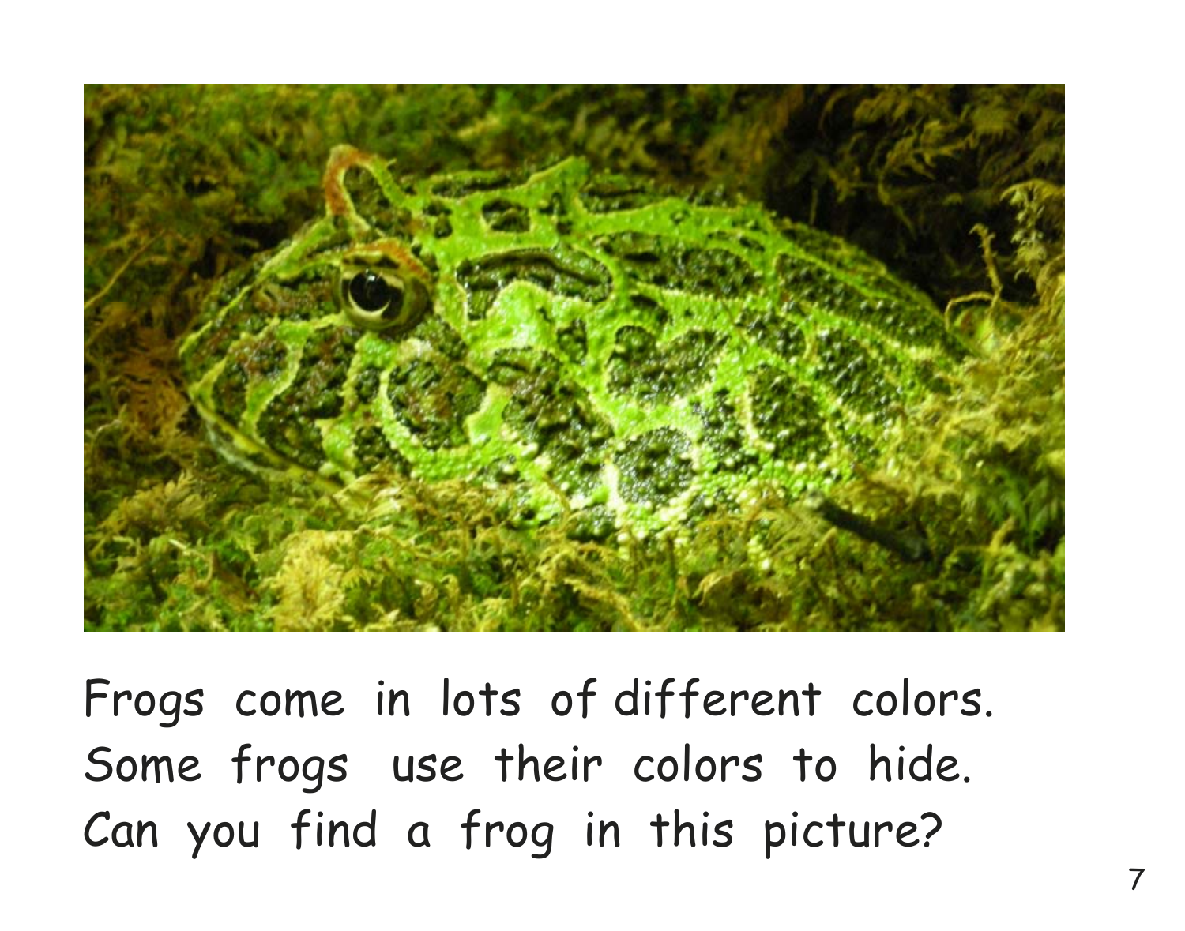Frogs come in lots of different colors. Some frogs use their colors to hide. Can you find a frog in this picture?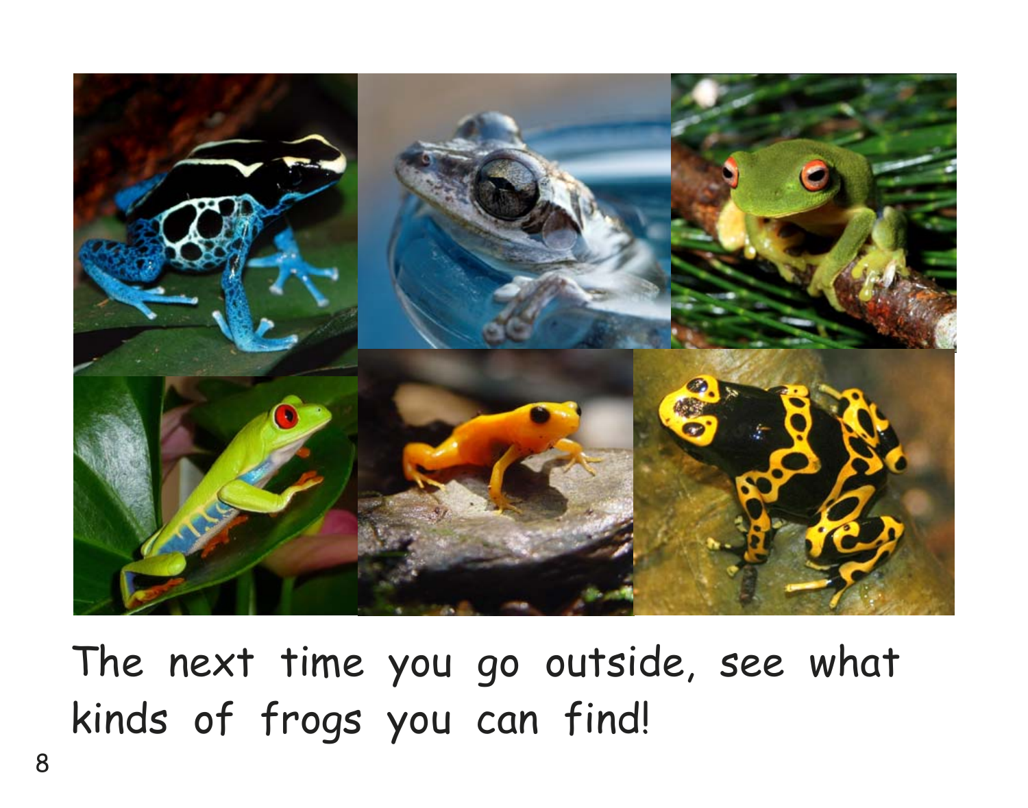The next time you go outside, see what kinds of frogs you can find!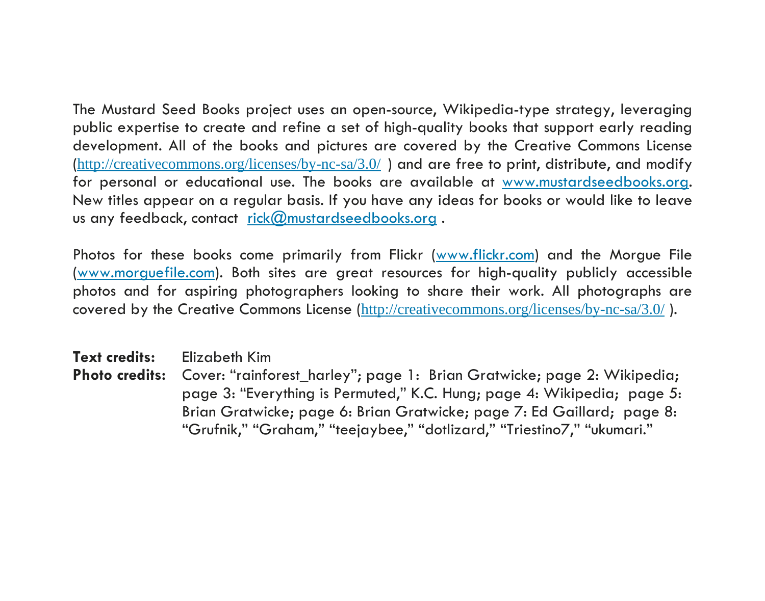The Mustard Seed Books project uses an open-source, Wikipedia-type strategy, leveraging public expertise to create and refine a set of high-quality books that support early reading development. All of the books and pictures are covered by the Creative Commons License (http://creativecommons.org/licenses/by-nc-sa/3.0/ ) and are free to print, distribute, and modify for personal or educational use. The books are available at www.mustardseedbooks.org. New titles appear on a regular basis. If you have any ideas for books or would like to leave us any feedback, contact rick@mustardseedbooks.org .

Photos for these books come primarily from Flickr (www.flickr.com) and the Morgue File (www.morguefile.com). Both sites are great resources for high-quality publicly accessible photos and for aspiring photographers looking to share their work. All photographs are covered by the Creative Commons License (http://creativecommons.org/licenses/by-nc-sa/3.0/ ).

**Text credits:** Elizabeth Kim

**Photo credits:** Cover: "rainforest_harley"; page 1: Brian Gratwicke; page 2: Wikipedia; page 3: "Everything is Permuted," K.C. Hung; page 4: Wikipedia; page 5: Brian Gratwicke; page 6: Brian Gratwicke; page 7: Ed Gaillard; page 8: "Grufnik," "Graham," "teejaybee," "dotlizard," "Triestino7," "ukumari."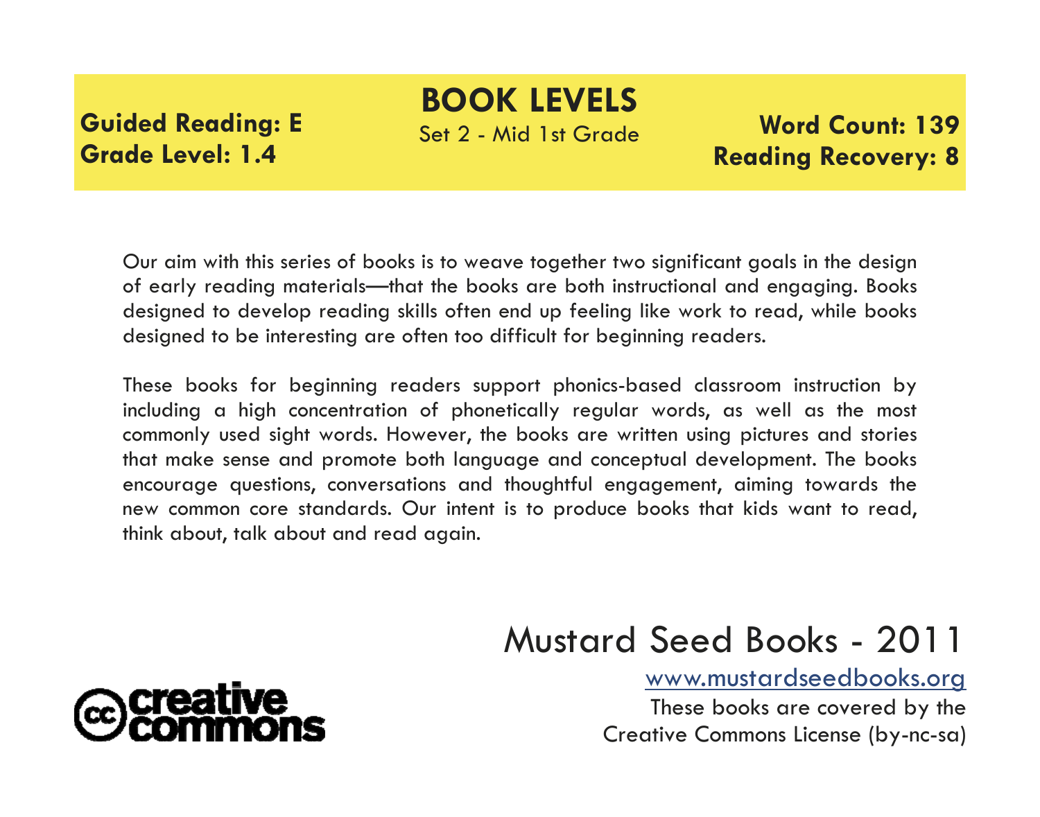**Guided Reading: E**
**Grade Level: 1.4**

# BOOK LEVELS

Set 2 - Mid 1st Grade

**Word Count: 139**
**Reading Recovery: 8**

Our aim with this series of books is to weave together two significant goals in the design of early reading materials—that the books are both instructional and engaging. Books designed to develop reading skills often end up feeling like work to read, while books designed to be interesting are often too difficult for beginning readers.

These books for beginning readers support phonics-based classroom instruction by including a high concentration of phonetically regular words, as well as the most commonly used sight words. However, the books are written using pictures and stories that make sense and promote both language and conceptual development. The books encourage questions, conversations and thoughtful engagement, aiming towards the new common core standards. Our intent is to produce books that kids want to read, think about, talk about and read again.

creative commons

Mustard Seed Books - 2011

www.mustardseedbooks.org

These books are covered by the Creative Commons License (by-nc-sa)